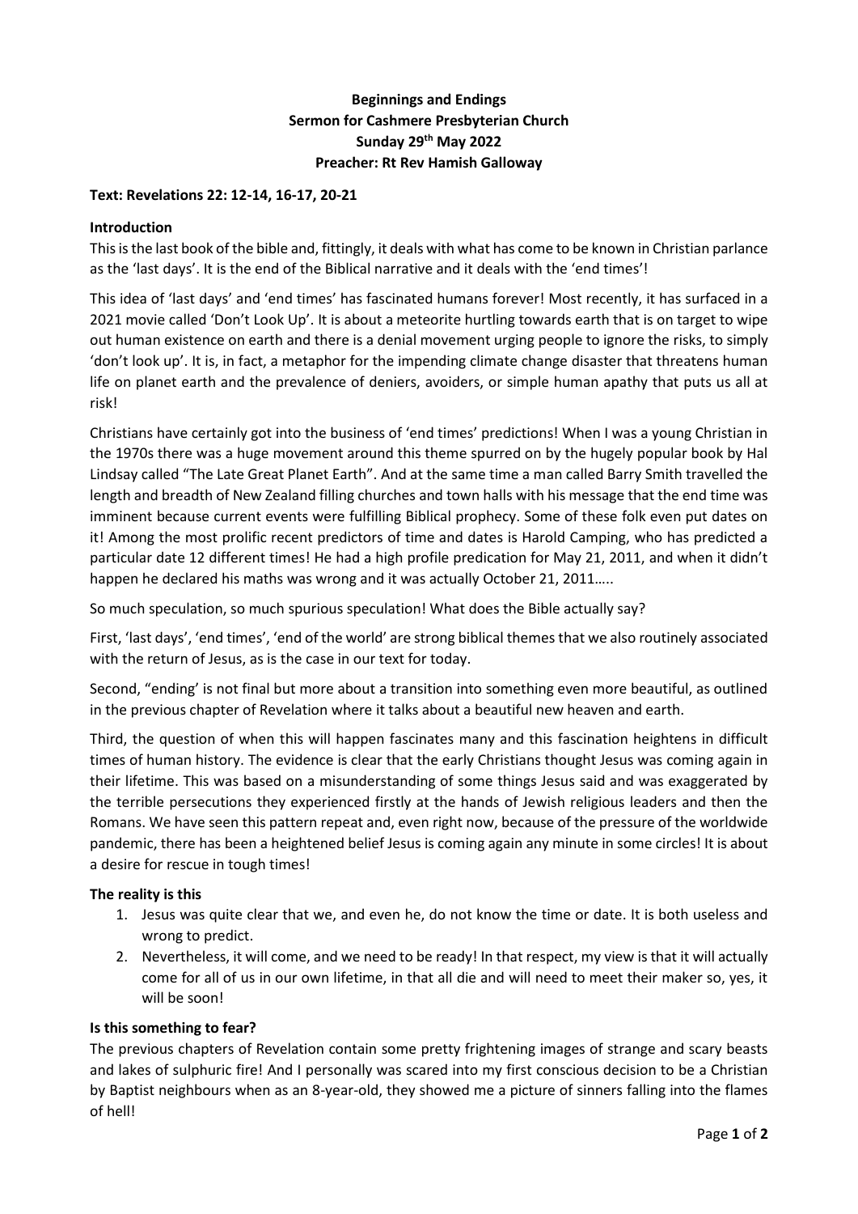**Beginnings and Endings**
**Sermon for Cashmere Presbyterian Church**
**Sunday 29th May 2022**
**Preacher: Rt Rev Hamish Galloway**

**Text: Revelations 22: 12-14, 16-17, 20-21**

**Introduction**

This is the last book of the bible and, fittingly, it deals with what has come to be known in Christian parlance as the 'last days'. It is the end of the Biblical narrative and it deals with the 'end times'!

This idea of 'last days' and 'end times' has fascinated humans forever! Most recently, it has surfaced in a 2021 movie called 'Don't Look Up'. It is about a meteorite hurtling towards earth that is on target to wipe out human existence on earth and there is a denial movement urging people to ignore the risks, to simply 'don't look up'. It is, in fact, a metaphor for the impending climate change disaster that threatens human life on planet earth and the prevalence of deniers, avoiders, or simple human apathy that puts us all at risk!

Christians have certainly got into the business of 'end times' predictions! When I was a young Christian in the 1970s there was a huge movement around this theme spurred on by the hugely popular book by Hal Lindsay called "The Late Great Planet Earth". And at the same time a man called Barry Smith travelled the length and breadth of New Zealand filling churches and town halls with his message that the end time was imminent because current events were fulfilling Biblical prophecy. Some of these folk even put dates on it! Among the most prolific recent predictors of time and dates is Harold Camping, who has predicted a particular date 12 different times! He had a high profile predication for May 21, 2011, and when it didn't happen he declared his maths was wrong and it was actually October 21, 2011…..

So much speculation, so much spurious speculation! What does the Bible actually say?

First, 'last days', 'end times', 'end of the world' are strong biblical themes that we also routinely associated with the return of Jesus, as is the case in our text for today.

Second, "ending' is not final but more about a transition into something even more beautiful, as outlined in the previous chapter of Revelation where it talks about a beautiful new heaven and earth.

Third, the question of when this will happen fascinates many and this fascination heightens in difficult times of human history. The evidence is clear that the early Christians thought Jesus was coming again in their lifetime. This was based on a misunderstanding of some things Jesus said and was exaggerated by the terrible persecutions they experienced firstly at the hands of Jewish religious leaders and then the Romans. We have seen this pattern repeat and, even right now, because of the pressure of the worldwide pandemic, there has been a heightened belief Jesus is coming again any minute in some circles! It is about a desire for rescue in tough times!

**The reality is this**

1. Jesus was quite clear that we, and even he, do not know the time or date. It is both useless and wrong to predict.
2. Nevertheless, it will come, and we need to be ready! In that respect, my view is that it will actually come for all of us in our own lifetime, in that all die and will need to meet their maker so, yes, it will be soon!

**Is this something to fear?**

The previous chapters of Revelation contain some pretty frightening images of strange and scary beasts and lakes of sulphuric fire! And I personally was scared into my first conscious decision to be a Christian by Baptist neighbours when as an 8-year-old, they showed me a picture of sinners falling into the flames of hell!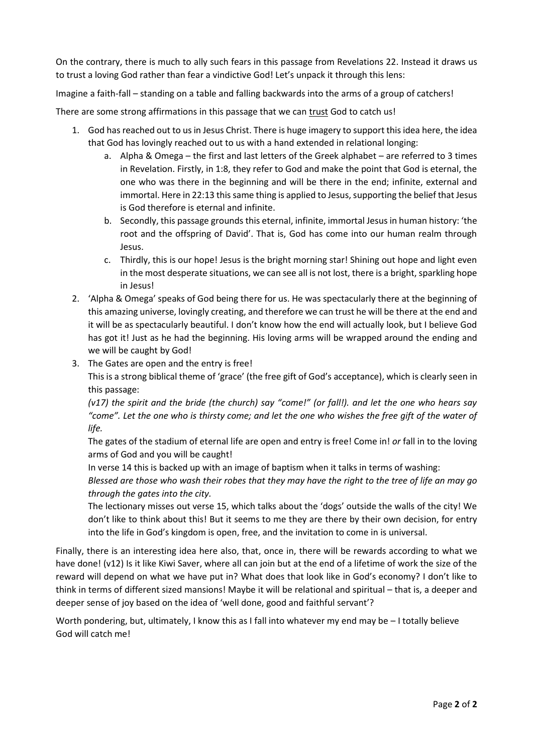On the contrary, there is much to ally such fears in this passage from Revelations 22. Instead it draws us to trust a loving God rather than fear a vindictive God! Let's unpack it through this lens:

Imagine a faith-fall – standing on a table and falling backwards into the arms of a group of catchers!

There are some strong affirmations in this passage that we can <u>trust</u> God to catch us!

1. God has reached out to us in Jesus Christ. There is huge imagery to support this idea here, the idea that God has lovingly reached out to us with a hand extended in relational longing:
   a. Alpha & Omega – the first and last letters of the Greek alphabet – are referred to 3 times in Revelation. Firstly, in 1:8, they refer to God and make the point that God is eternal, the one who was there in the beginning and will be there in the end; infinite, external and immortal. Here in 22:13 this same thing is applied to Jesus, supporting the belief that Jesus is God therefore is eternal and infinite.
   b. Secondly, this passage grounds this eternal, infinite, immortal Jesus in human history: 'the root and the offspring of David'. That is, God has come into our human realm through Jesus.
   c. Thirdly, this is our hope! Jesus is the bright morning star! Shining out hope and light even in the most desperate situations, we can see all is not lost, there is a bright, sparkling hope in Jesus!
2. 'Alpha & Omega' speaks of God being there for us. He was spectacularly there at the beginning of this amazing universe, lovingly creating, and therefore we can trust he will be there at the end and it will be as spectacularly beautiful. I don't know how the end will actually look, but I believe God has got it! Just as he had the beginning. His loving arms will be wrapped around the ending and we will be caught by God!
3. The Gates are open and the entry is free!

   This is a strong biblical theme of 'grace' (the free gift of God's acceptance), which is clearly seen in this passage:

   *(v17) the spirit and the bride (the church) say "come!" (or fall!). and let the one who hears say "come". Let the one who is thirsty come; and let the one who wishes the free gift of the water of life.*

   The gates of the stadium of eternal life are open and entry is free! Come in! *or* fall in to the loving arms of God and you will be caught!

   In verse 14 this is backed up with an image of baptism when it talks in terms of washing:

   *Blessed are those who wash their robes that they may have the right to the tree of life an may go through the gates into the city.*

   The lectionary misses out verse 15, which talks about the 'dogs' outside the walls of the city! We don't like to think about this! But it seems to me they are there by their own decision, for entry into the life in God's kingdom is open, free, and the invitation to come in is universal.

Finally, there is an interesting idea here also, that, once in, there will be rewards according to what we have done! (v12) Is it like Kiwi Saver, where all can join but at the end of a lifetime of work the size of the reward will depend on what we have put in? What does that look like in God's economy? I don't like to think in terms of different sized mansions! Maybe it will be relational and spiritual – that is, a deeper and deeper sense of joy based on the idea of 'well done, good and faithful servant'?

Worth pondering, but, ultimately, I know this as I fall into whatever my end may be – I totally believe God will catch me!